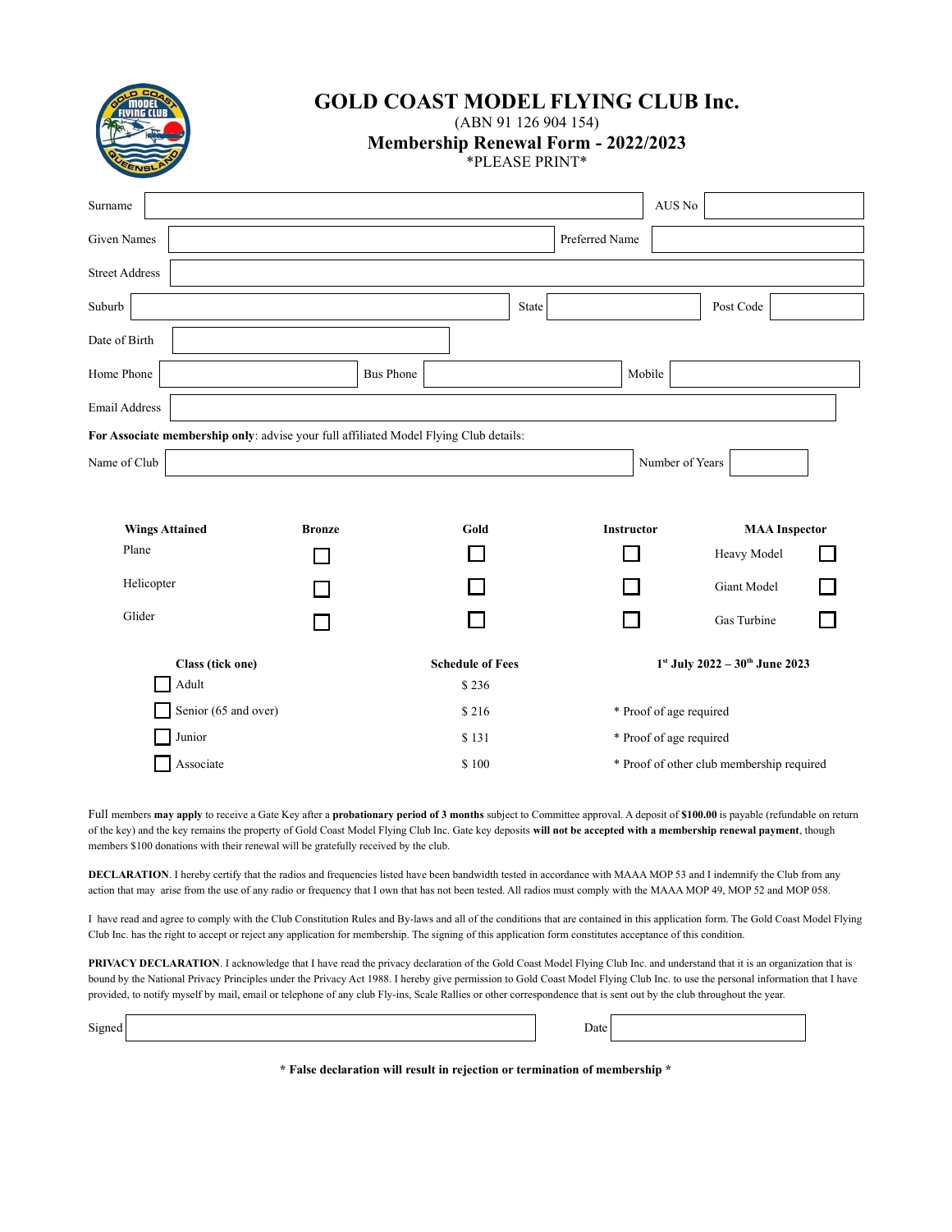# GOLD COAST MODEL FLYING CLUB Inc.

(ABN 91 126 904 154)

## Membership Renewal Form - 2022/2023

*PLEASE PRINT*

Surname ____________________ AUS No ________

Given Names ____________________ Preferred Name ________

Street Address ____________________

Suburb ____________________ State ________ Post Code ________

Date of Birth ____________________

Home Phone ________ Bus Phone ________ Mobile ________

Email Address ____________________

**For Associate membership only**: advise your full affiliated Model Flying Club details:

Name of Club ____________________ Number of Years ________

| Wings Attained | Bronze | Gold | Instructor | MAA Inspector | |
|---|---|---|---|---|---|
| Plane | ☐ | ☐ | ☐ | Heavy Model | ☐ |
| Helicopter | ☐ | ☐ | ☐ | Giant Model | ☐ |
| Glider | ☐ | ☐ | ☐ | Gas Turbine | ☐ |

| Class (tick one) | Schedule of Fees | 1st July 2022 – 30th June 2023 |
|---|---|---|
| ☐ Adult | $ 236 | |
| ☐ Senior (65 and over) | $ 216 | * Proof of age required |
| ☐ Junior | $ 131 | * Proof of age required |
| ☐ Associate | $ 100 | * Proof of other club membership required |

Full members **may apply** to receive a Gate Key after a **probationary period of 3 months** subject to Committee approval. A deposit of **$100.00** is payable (refundable on return of the key) and the key remains the property of Gold Coast Model Flying Club Inc. Gate key deposits **will not be accepted with a membership renewal payment**, though members $100 donations with their renewal will be gratefully received by the club.

**DECLARATION**. I hereby certify that the radios and frequencies listed have been bandwidth tested in accordance with MAAA MOP 53 and I indemnify the Club from any action that may arise from the use of any radio or frequency that I own that has not been tested. All radios must comply with the MAAA MOP 49, MOP 52 and MOP 058.

I have read and agree to comply with the Club Constitution Rules and By-laws and all of the conditions that are contained in this application form. The Gold Coast Model Flying Club Inc. has the right to accept or reject any application for membership. The signing of this application form constitutes acceptance of this condition.

**PRIVACY DECLARATION**. I acknowledge that I have read the privacy declaration of the Gold Coast Model Flying Club Inc. and understand that it is an organization that is bound by the National Privacy Principles under the Privacy Act 1988. I hereby give permission to Gold Coast Model Flying Club Inc. to use the personal information that I have provided, to notify myself by mail, email or telephone of any club Fly-ins, Scale Rallies or other correspondence that is sent out by the club throughout the year.

Signed ____________________ Date ________

**\* False declaration will result in rejection or termination of membership \***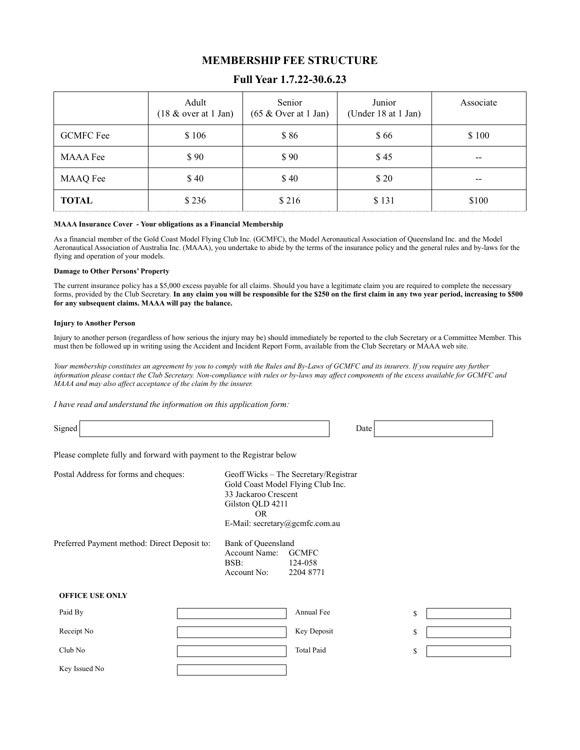# MEMBERSHIP FEE STRUCTURE

## Full Year 1.7.22-30.6.23

| | Adult (18 & over at 1 Jan) | Senior (65 & Over at 1 Jan) | Junior (Under 18 at 1 Jan) | Associate |
|---|---|---|---|---|
| GCMFC Fee | $ 106 | $ 86 | $ 66 | $ 100 |
| MAAA Fee | $ 90 | $ 90 | $ 45 | -- |
| MAAQ Fee | $ 40 | $ 40 | $ 20 | -- |
| **TOTAL** | $ 236 | $ 216 | $ 131 | $100 |

**MAAA Insurance Cover - Your obligations as a Financial Membership**

As a financial member of the Gold Coast Model Flying Club Inc. (GCMFC), the Model Aeronautical Association of Queensland Inc. and the Model Aeronautical Association of Australia Inc. (MAAA), you undertake to abide by the terms of the insurance policy and the general rules and by-laws for the flying and operation of your models.

**Damage to Other Persons' Property**

The current insurance policy has a $5,000 excess payable for all claims. Should you have a legitimate claim you are required to complete the necessary forms, provided by the Club Secretary. **In any claim you will be responsible for the $250 on the first claim in any two year period, increasing to $500 for any subsequent claims. MAAA will pay the balance.**

**Injury to Another Person**

Injury to another person (regardless of how serious the injury may be) should immediately be reported to the club Secretary or a Committee Member. This must then be followed up in writing using the Accident and Incident Report Form, available from the Club Secretary or MAAA web site.

*Your membership constitutes an agreement by you to comply with the Rules and By-Laws of GCMFC and its insurers. If you require any further information please contact the Club Secretary. Non-compliance with rules or by-laws may affect components of the excess available for GCMFC and MAAA and may also affect acceptance of the claim by the insurer.*

*I have read and understand the information on this application form:*

Signed ______________________ Date ______________

Please complete fully and forward with payment to the Registrar below

Postal Address for forms and cheques:

Geoff Wicks – The Secretary/Registrar
Gold Coast Model Flying Club Inc.
33 Jackaroo Crescent
Gilston QLD 4211
OR
E-Mail: secretary@gcmfc.com.au

Preferred Payment method: Direct Deposit to:

Bank of Queensland
Account Name: GCMFC
BSB: 124-058
Account No: 2204 8771

**OFFICE USE ONLY**

| | | | |
|---|---|---|---|
| Paid By | | Annual Fee | $ |
| Receipt No | | Key Deposit | $ |
| Club No | | Total Paid | $ |
| Key Issued No | | | |